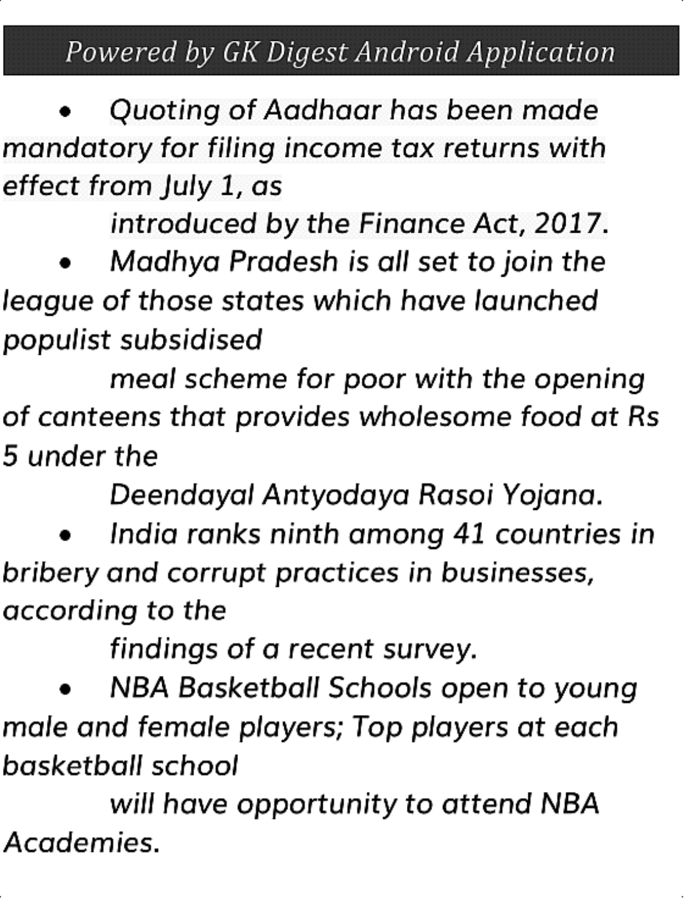- *Quoting of Aadhaar has been made mandatory for filing income tax returns with effect from July 1, as introduced by the Finance Act, 2017.*
- *Madhya Pradesh is all set to join the league of those states which have launched populist subsidised meal scheme for poor with the opening of canteens that provides wholesome food at Rs 5 under the Deendayal Antyodaya Rasoi Yojana.*
- *India ranks ninth among 41 countries in bribery and corrupt practices in businesses, according to the findings of a recent survey.*
- *NBA Basketball Schools open to young male and female players; Top players at each basketball school will have opportunity to attend NBA Academies.*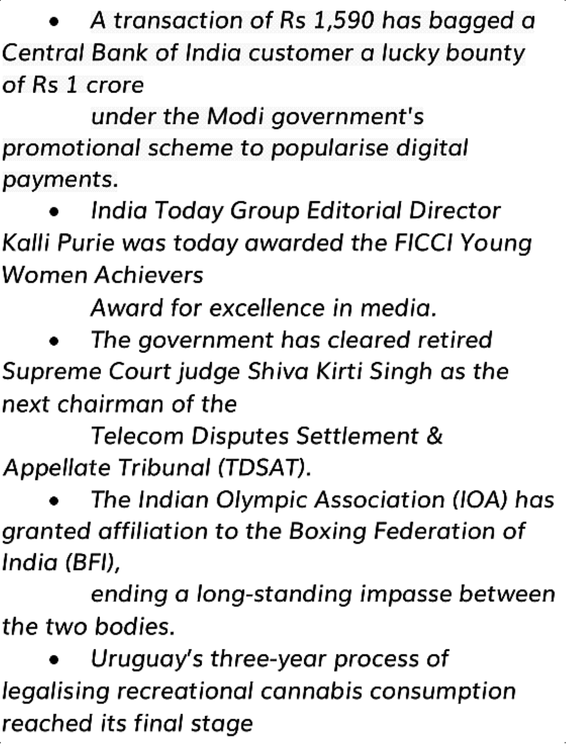- *A transaction of Rs 1,590 has bagged a Central Bank of India customer a lucky bounty of Rs 1 crore under the Modi government's promotional scheme to popularise digital payments.*
- *India Today Group Editorial Director Kalli Purie was today awarded the FICCI Young Women Achievers Award for excellence in media.*
- *The government has cleared retired Supreme Court judge Shiva Kirti Singh as the next chairman of the Telecom Disputes Settlement & Appellate Tribunal (TDSAT).*
- *The Indian Olympic Association (IOA) has granted affiliation to the Boxing Federation of India (BFI), ending a long-standing impasse between the two bodies.*
- *Uruguay's three-year process of legalising recreational cannabis consumption reached its final stage*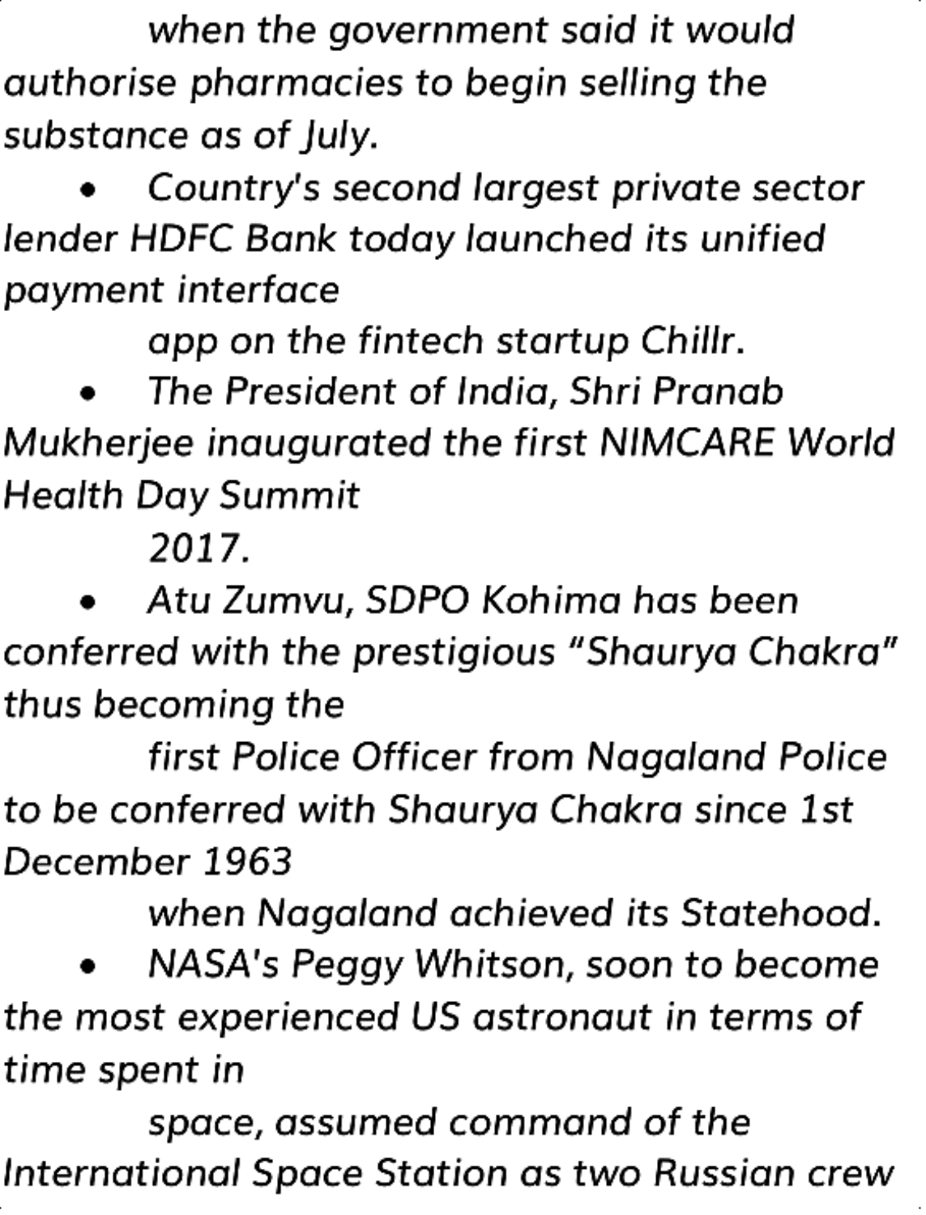*when the government said it would authorise pharmacies to begin selling the substance as of July.*

- *Country's second largest private sector lender HDFC Bank today launched its unified payment interface app on the fintech startup Chillr.*
- *The President of India, Shri Pranab Mukherjee inaugurated the first NIMCARE World Health Day Summit 2017.*
- *Atu Zumvu, SDPO Kohima has been conferred with the prestigious "Shaurya Chakra" thus becoming the first Police Officer from Nagaland Police to be conferred with Shaurya Chakra since 1st December 1963 when Nagaland achieved its Statehood.*
- *NASA's Peggy Whitson, soon to become the most experienced US astronaut in terms of time spent in space, assumed command of the International Space Station as two Russian crew*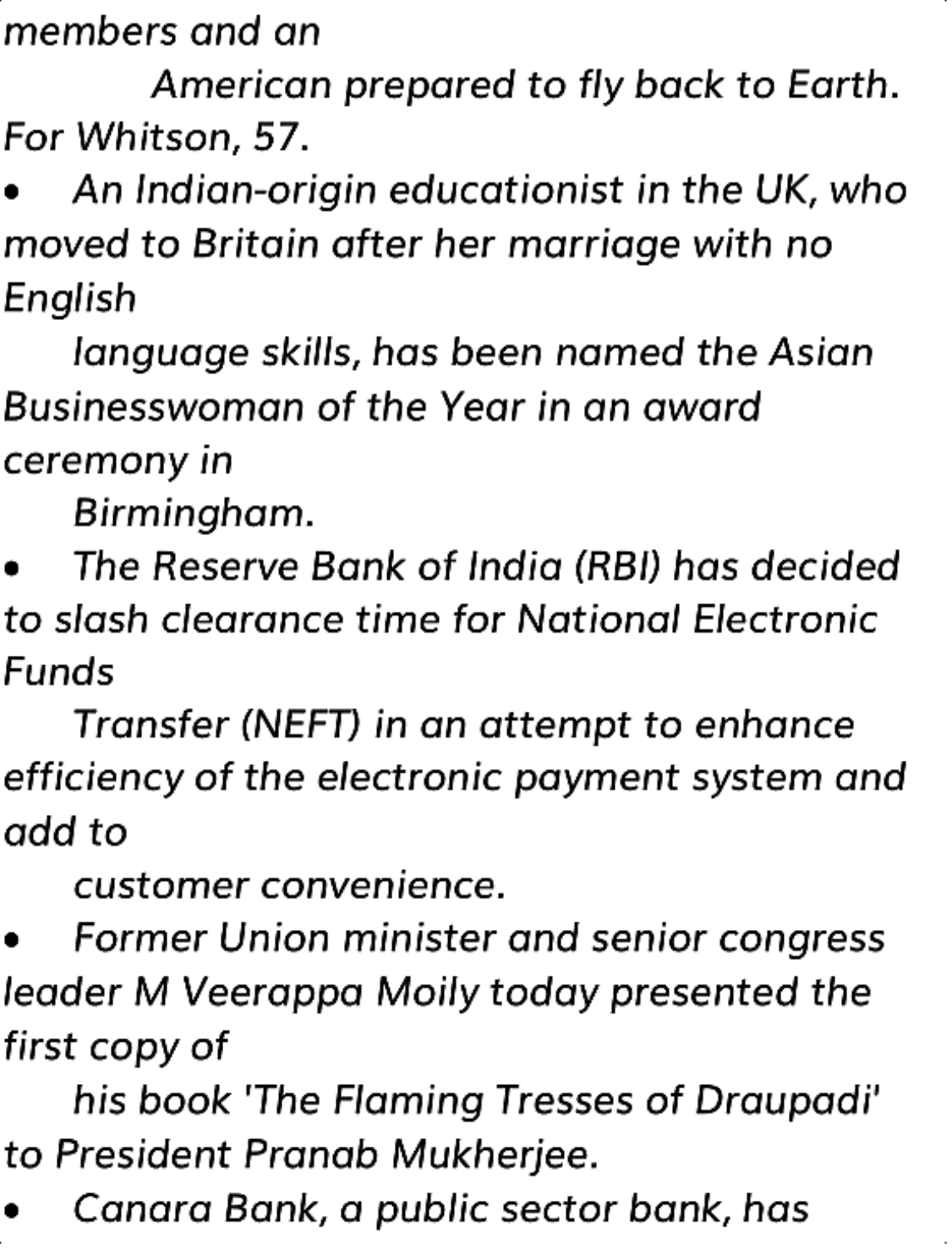*members and an American prepared to fly back to Earth. For Whitson, 57.*

- *An Indian-origin educationist in the UK, who moved to Britain after her marriage with no English language skills, has been named the Asian Businesswoman of the Year in an award ceremony in Birmingham.*
- *The Reserve Bank of India (RBI) has decided to slash clearance time for National Electronic Funds Transfer (NEFT) in an attempt to enhance efficiency of the electronic payment system and add to customer convenience.*
- *Former Union minister and senior congress leader M Veerappa Moily today presented the first copy of his book 'The Flaming Tresses of Draupadi' to President Pranab Mukherjee.*
- *Canara Bank, a public sector bank, has*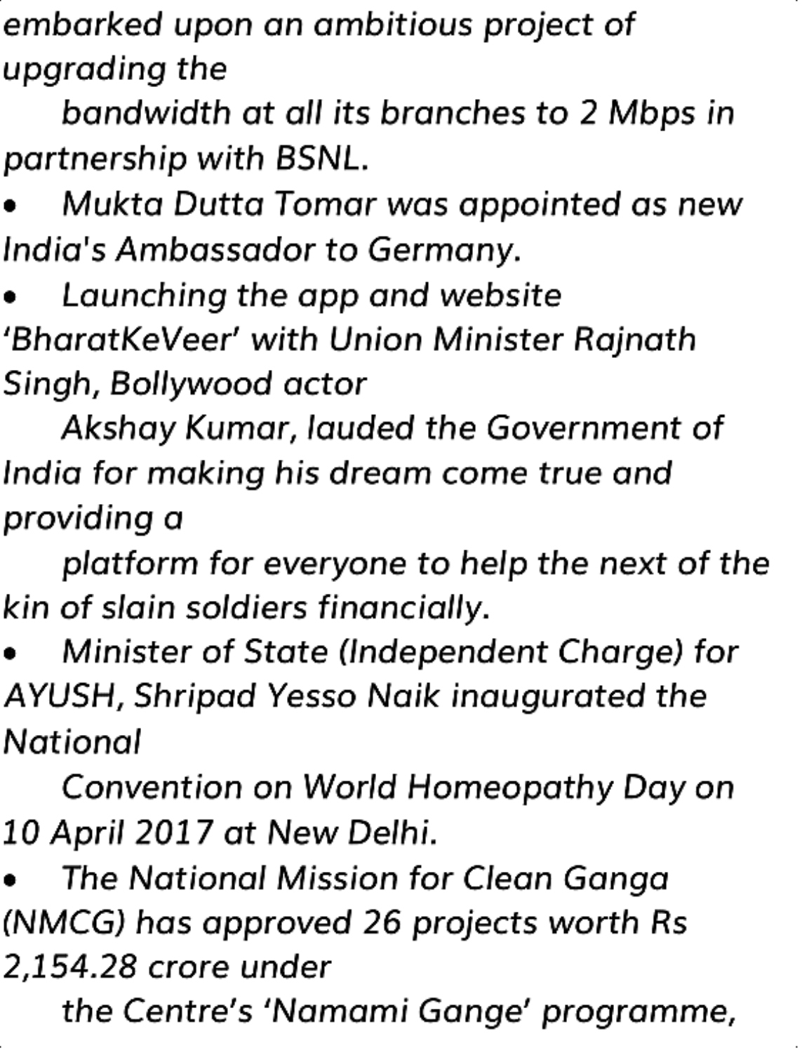*embarked upon an ambitious project of upgrading the bandwidth at all its branches to 2 Mbps in partnership with BSNL.*

- *Mukta Dutta Tomar was appointed as new India's Ambassador to Germany.*
- *Launching the app and website 'BharatKeVeer' with Union Minister Rajnath Singh, Bollywood actor Akshay Kumar, lauded the Government of India for making his dream come true and providing a platform for everyone to help the next of the kin of slain soldiers financially.*
- *Minister of State (Independent Charge) for AYUSH, Shripad Yesso Naik inaugurated the National Convention on World Homeopathy Day on 10 April 2017 at New Delhi.*
- *The National Mission for Clean Ganga (NMCG) has approved 26 projects worth Rs 2,154.28 crore under the Centre's 'Namami Gange' programme,*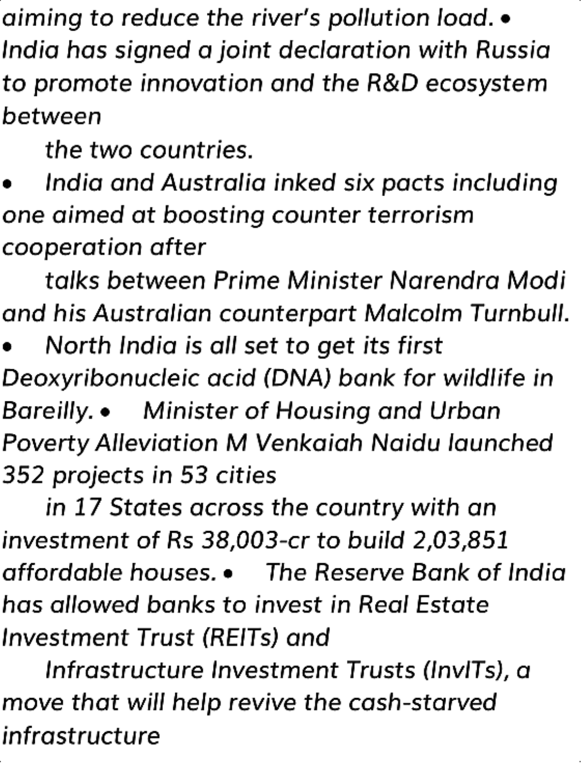*aiming to reduce the river's pollution load.*

- *India has signed a joint declaration with Russia to promote innovation and the R&D ecosystem between the two countries.*
- *India and Australia inked six pacts including one aimed at boosting counter terrorism cooperation after talks between Prime Minister Narendra Modi and his Australian counterpart Malcolm Turnbull.*
- *North India is all set to get its first Deoxyribonucleic acid (DNA) bank for wildlife in Bareilly.*
- *Minister of Housing and Urban Poverty Alleviation M Venkaiah Naidu launched 352 projects in 53 cities in 17 States across the country with an investment of Rs 38,003-cr to build 2,03,851 affordable houses.*
- *The Reserve Bank of India has allowed banks to invest in Real Estate Investment Trust (REITs) and Infrastructure Investment Trusts (InvITs), a move that will help revive the cash-starved infrastructure*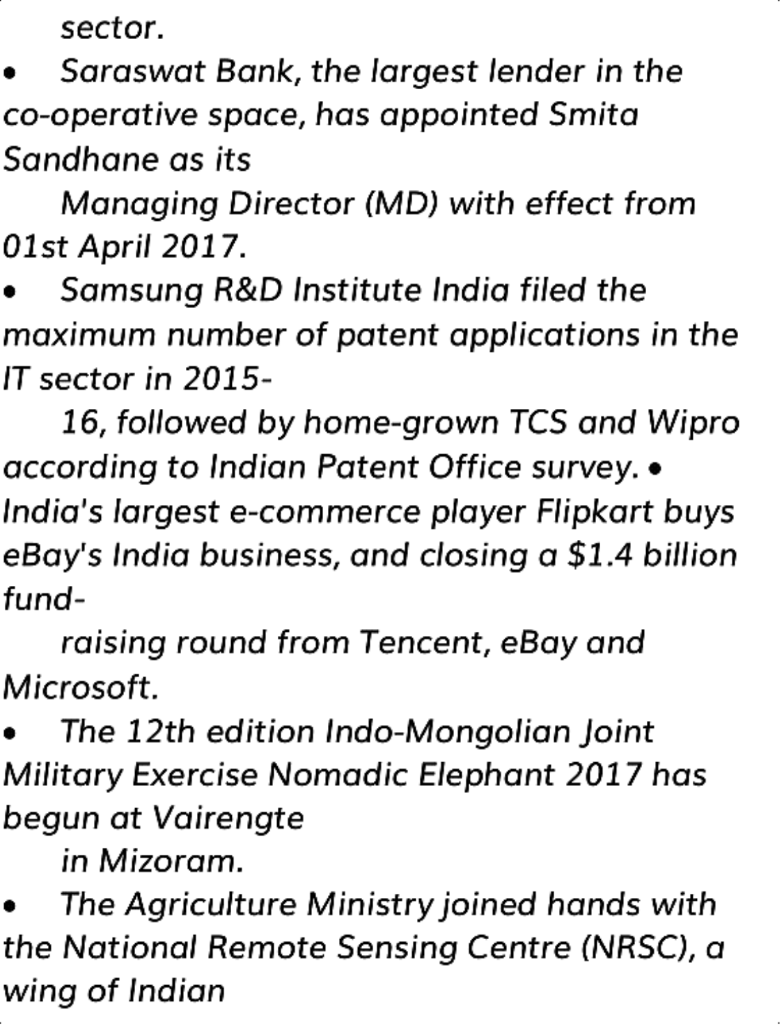*sector.*

- *Saraswat Bank, the largest lender in the co-operative space, has appointed Smita Sandhane as its Managing Director (MD) with effect from 01st April 2017.*
- *Samsung R&D Institute India filed the maximum number of patent applications in the IT sector in 2015-16, followed by home-grown TCS and Wipro according to Indian Patent Office survey.*
- *India's largest e-commerce player Flipkart buys eBay's India business, and closing a $1.4 billion fund-raising round from Tencent, eBay and Microsoft.*
- *The 12th edition Indo-Mongolian Joint Military Exercise Nomadic Elephant 2017 has begun at Vairengte in Mizoram.*
- *The Agriculture Ministry joined hands with the National Remote Sensing Centre (NRSC), a wing of Indian*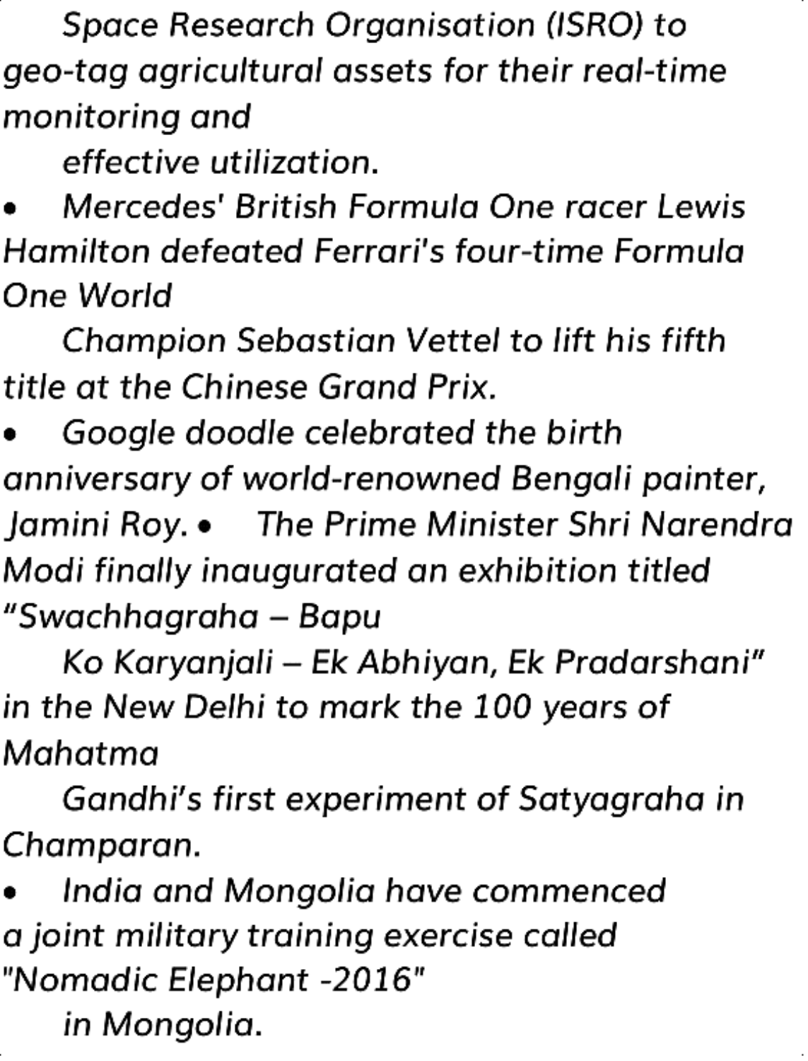*Space Research Organisation (ISRO) to geo-tag agricultural assets for their real-time monitoring and effective utilization.*

- *Mercedes' British Formula One racer Lewis Hamilton defeated Ferrari's four-time Formula One World Champion Sebastian Vettel to lift his fifth title at the Chinese Grand Prix.*
- *Google doodle celebrated the birth anniversary of world-renowned Bengali painter, Jamini Roy.*
- *The Prime Minister Shri Narendra Modi finally inaugurated an exhibition titled "Swachhagraha – Bapu Ko Karyanjali – Ek Abhiyan, Ek Pradarshani" in the New Delhi to mark the 100 years of Mahatma Gandhi's first experiment of Satyagraha in Champaran.*
- *India and Mongolia have commenced a joint military training exercise called "Nomadic Elephant -2016" in Mongolia.*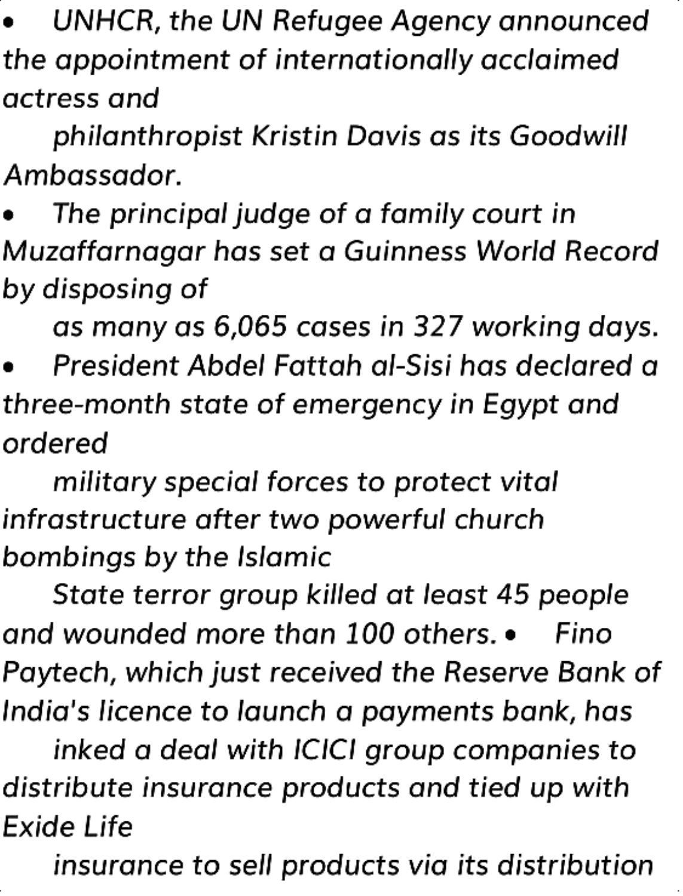- *UNHCR, the UN Refugee Agency announced the appointment of internationally acclaimed actress and philanthropist Kristin Davis as its Goodwill Ambassador.*
- *The principal judge of a family court in Muzaffarnagar has set a Guinness World Record by disposing of as many as 6,065 cases in 327 working days.*
- *President Abdel Fattah al-Sisi has declared a three-month state of emergency in Egypt and ordered military special forces to protect vital infrastructure after two powerful church bombings by the Islamic State terror group killed at least 45 people and wounded more than 100 others.*
- *Fino Paytech, which just received the Reserve Bank of India's licence to launch a payments bank, has inked a deal with ICICI group companies to distribute insurance products and tied up with Exide Life insurance to sell products via its distribution*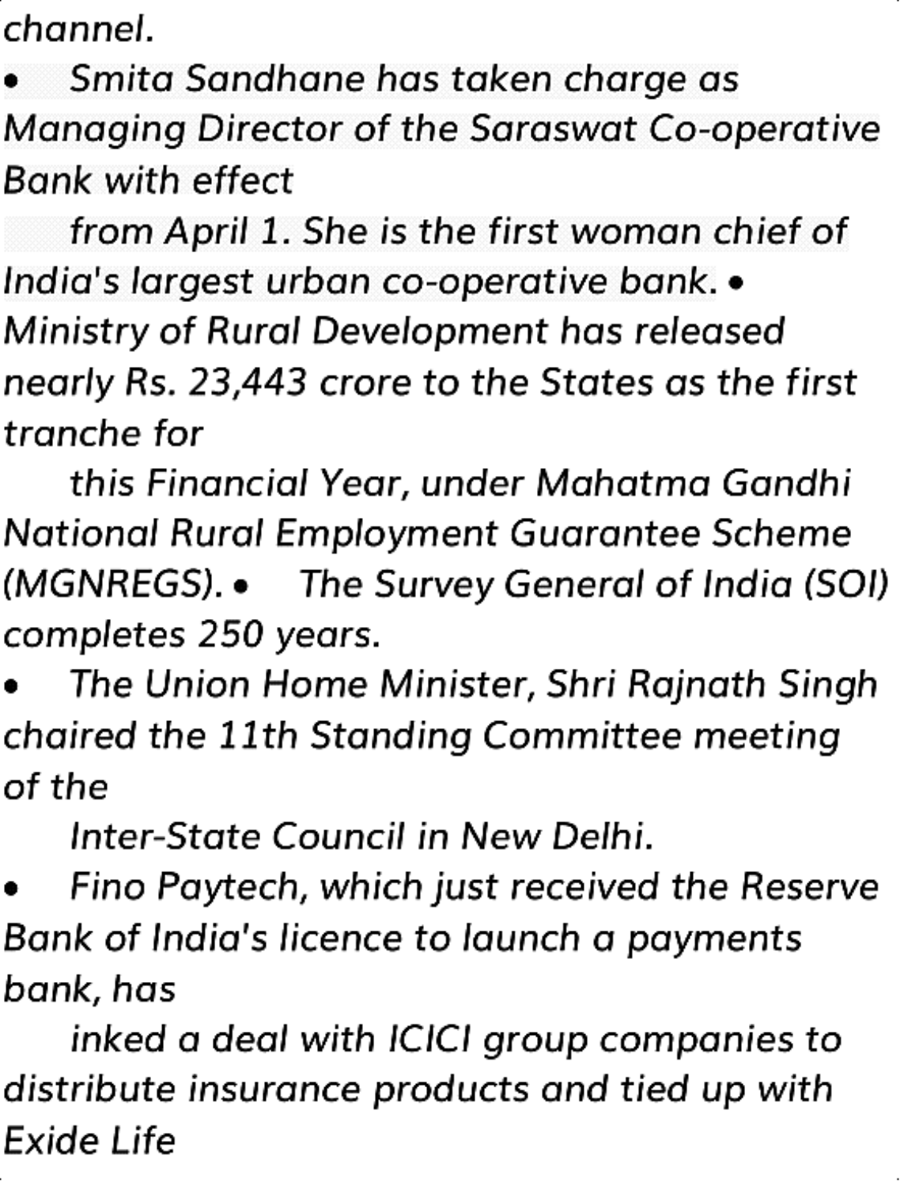*channel.*

- *Smita Sandhane has taken charge as Managing Director of the Saraswat Co-operative Bank with effect from April 1. She is the first woman chief of India's largest urban co-operative bank.*
- *Ministry of Rural Development has released nearly Rs. 23,443 crore to the States as the first tranche for this Financial Year, under Mahatma Gandhi National Rural Employment Guarantee Scheme (MGNREGS).*
- *The Survey General of India (SOI) completes 250 years.*
- *The Union Home Minister, Shri Rajnath Singh chaired the 11th Standing Committee meeting of the Inter-State Council in New Delhi.*
- *Fino Paytech, which just received the Reserve Bank of India's licence to launch a payments bank, has inked a deal with ICICI group companies to distribute insurance products and tied up with Exide Life*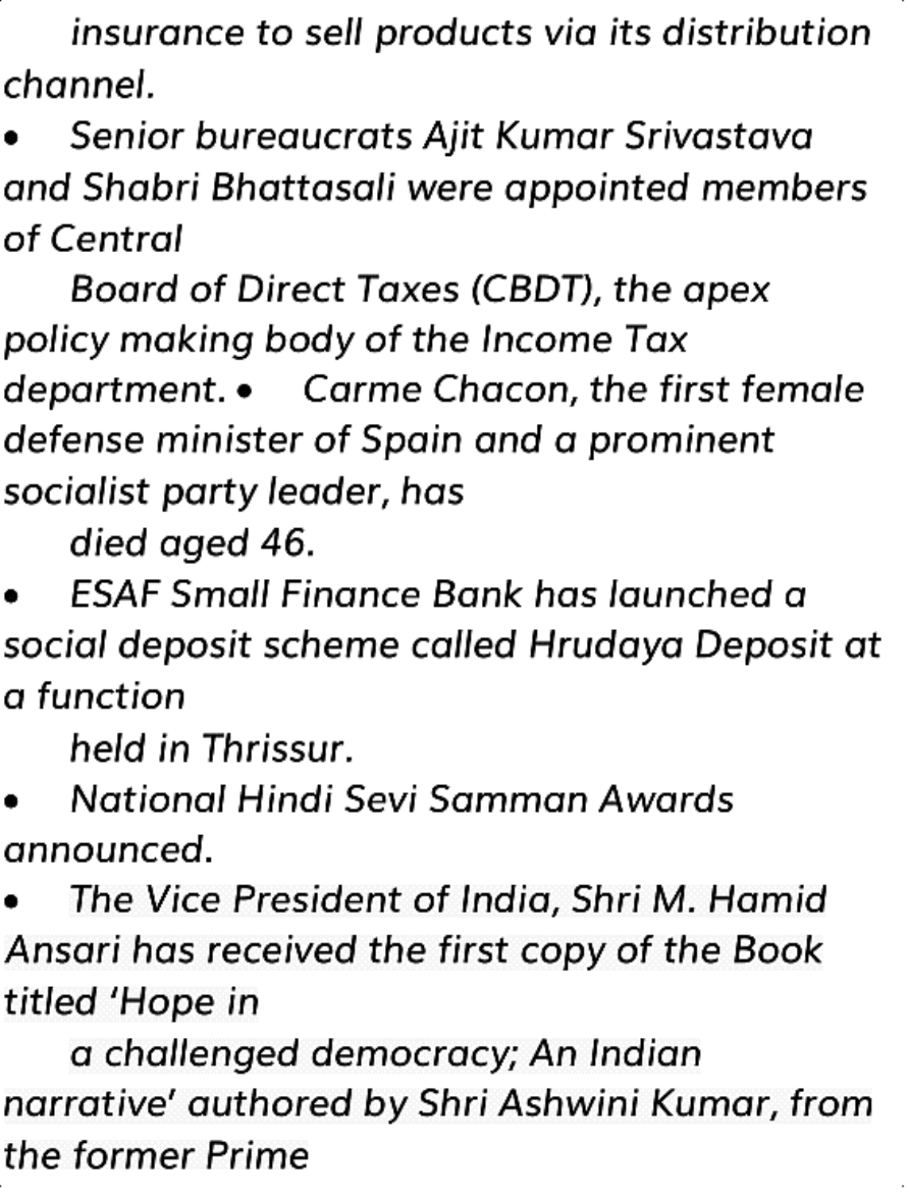*insurance to sell products via its distribution channel.*

- *Senior bureaucrats Ajit Kumar Srivastava and Shabri Bhattasali were appointed members of Central Board of Direct Taxes (CBDT), the apex policy making body of the Income Tax department.*
- *Carme Chacon, the first female defense minister of Spain and a prominent socialist party leader, has died aged 46.*
- *ESAF Small Finance Bank has launched a social deposit scheme called Hrudaya Deposit at a function held in Thrissur.*
- *National Hindi Sevi Samman Awards announced.*
- *The Vice President of India, Shri M. Hamid Ansari has received the first copy of the Book titled 'Hope in a challenged democracy; An Indian narrative' authored by Shri Ashwini Kumar, from the former Prime*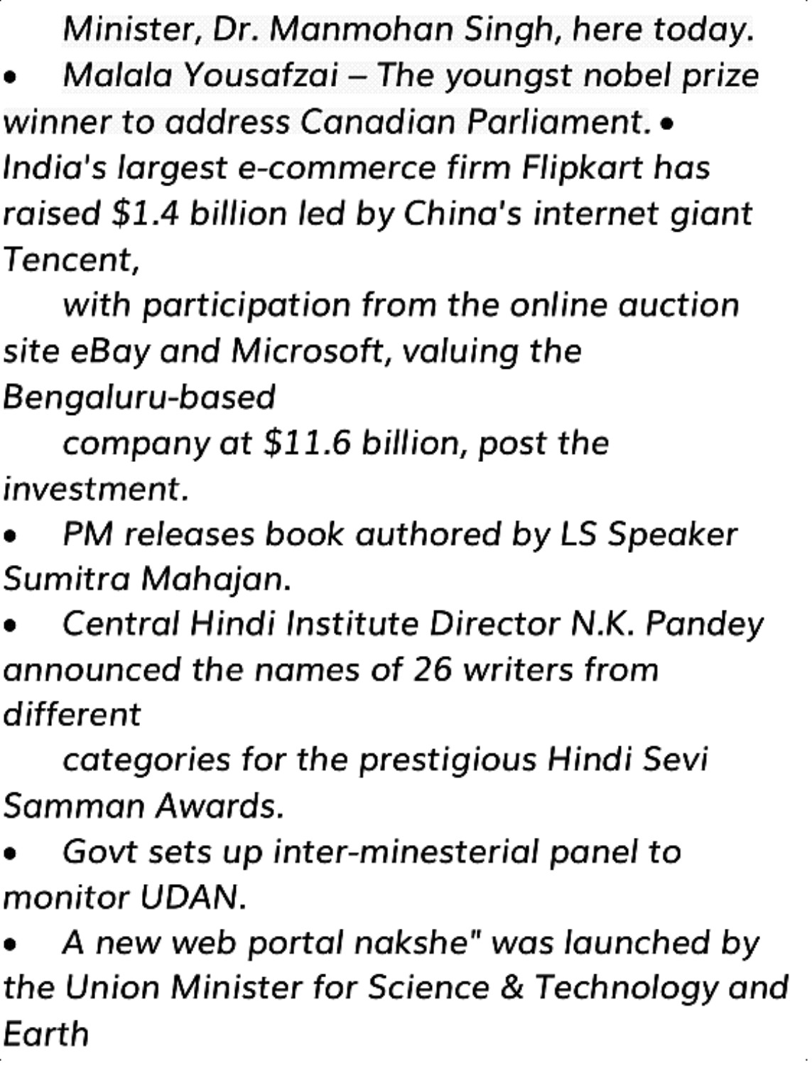*Minister, Dr. Manmohan Singh, here today.*

- *Malala Yousafzai – The youngst nobel prize winner to address Canadian Parliament.*
- *India's largest e-commerce firm Flipkart has raised $1.4 billion led by China's internet giant Tencent, with participation from the online auction site eBay and Microsoft, valuing the Bengaluru-based company at $11.6 billion, post the investment.*
- *PM releases book authored by LS Speaker Sumitra Mahajan.*
- *Central Hindi Institute Director N.K. Pandey announced the names of 26 writers from different categories for the prestigious Hindi Sevi Samman Awards.*
- *Govt sets up inter-minesterial panel to monitor UDAN.*
- *A new web portal nakshe" was launched by the Union Minister for Science & Technology and Earth*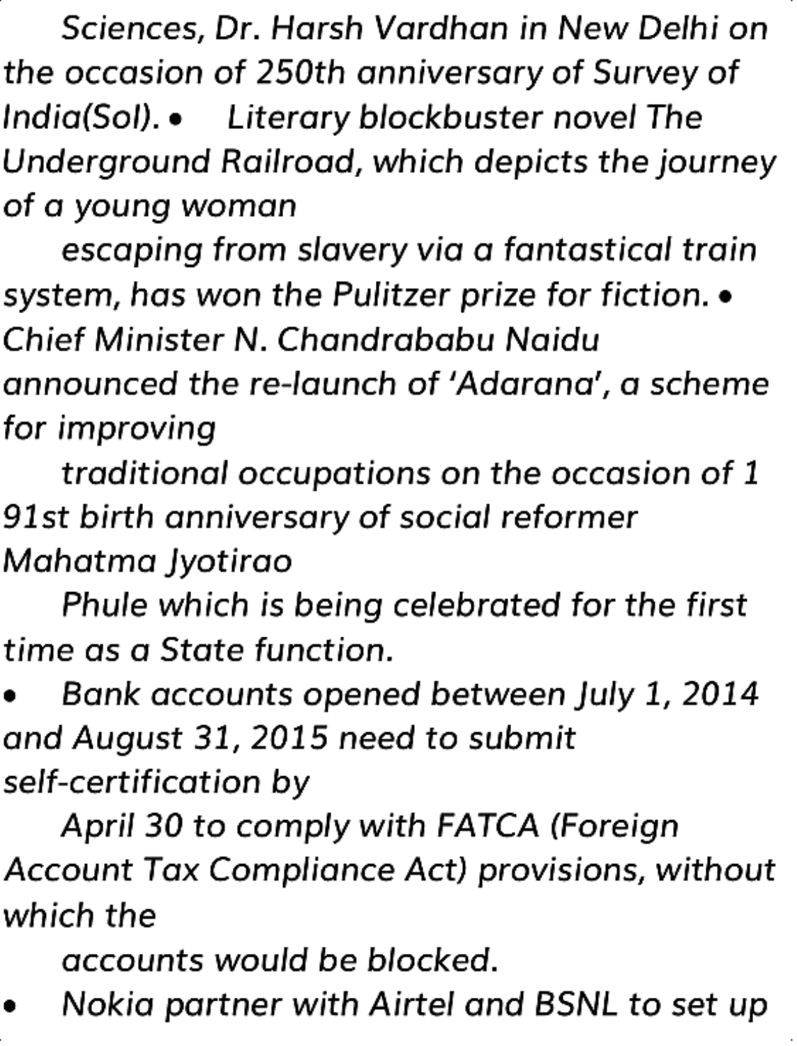*Sciences, Dr. Harsh Vardhan in New Delhi on the occasion of 250th anniversary of Survey of India(SoI).*

- *Literary blockbuster novel The Underground Railroad, which depicts the journey of a young woman escaping from slavery via a fantastical train system, has won the Pulitzer prize for fiction.*
- *Chief Minister N. Chandrababu Naidu announced the re-launch of 'Adarana', a scheme for improving traditional occupations on the occasion of 1 91st birth anniversary of social reformer Mahatma Jyotirao Phule which is being celebrated for the first time as a State function.*
- *Bank accounts opened between July 1, 2014 and August 31, 2015 need to submit self-certification by April 30 to comply with FATCA (Foreign Account Tax Compliance Act) provisions, without which the accounts would be blocked.*
- *Nokia partner with Airtel and BSNL to set up*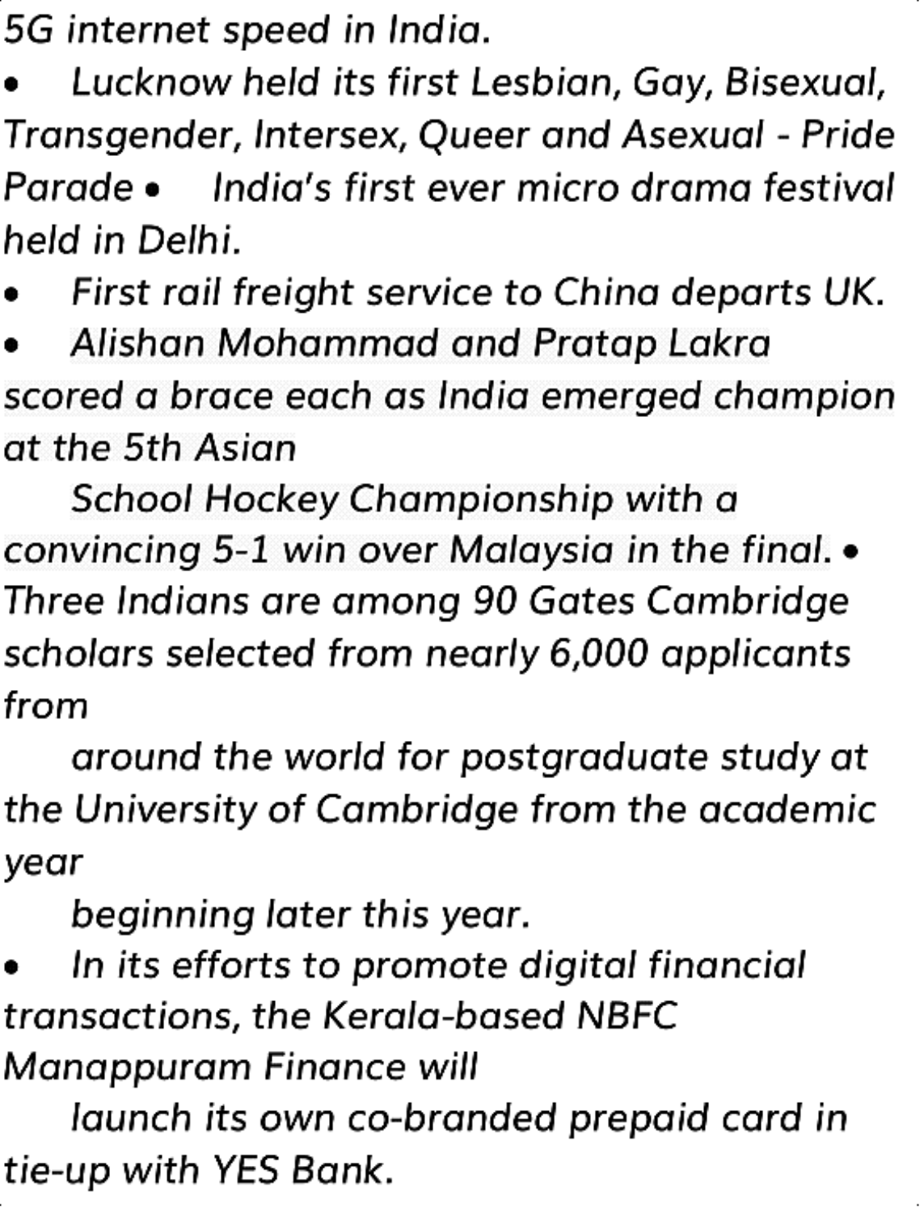*5G internet speed in India.*

- *Lucknow held its first Lesbian, Gay, Bisexual, Transgender, Intersex, Queer and Asexual - Pride Parade*
- *India's first ever micro drama festival held in Delhi.*
- *First rail freight service to China departs UK.*
- *Alishan Mohammad and Pratap Lakra scored a brace each as India emerged champion at the 5th Asian School Hockey Championship with a convincing 5-1 win over Malaysia in the final.*
- *Three Indians are among 90 Gates Cambridge scholars selected from nearly 6,000 applicants from around the world for postgraduate study at the University of Cambridge from the academic year beginning later this year.*
- *In its efforts to promote digital financial transactions, the Kerala-based NBFC Manappuram Finance will launch its own co-branded prepaid card in tie-up with YES Bank.*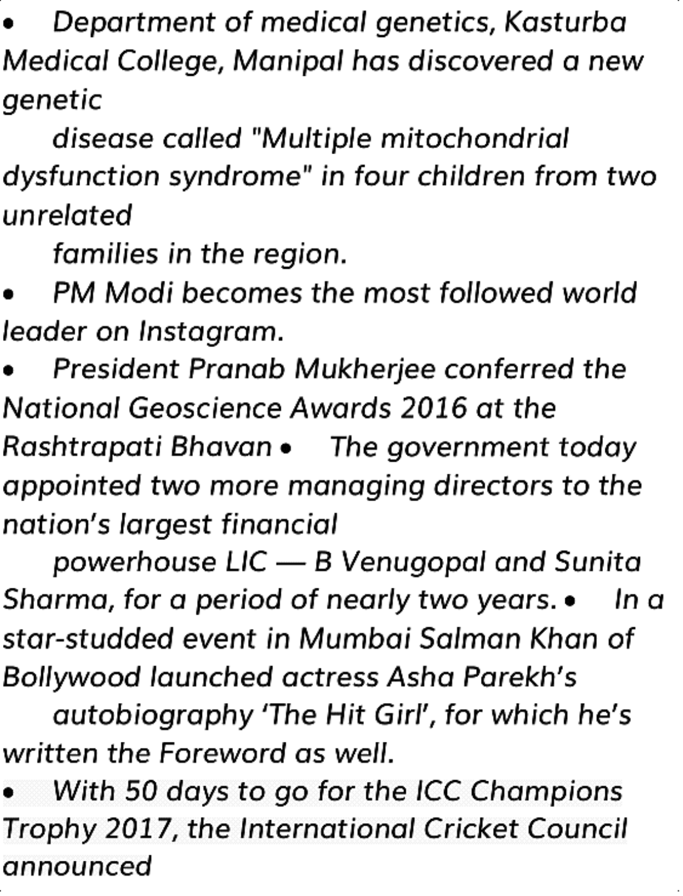- *Department of medical genetics, Kasturba Medical College, Manipal has discovered a new genetic disease called "Multiple mitochondrial dysfunction syndrome" in four children from two unrelated families in the region.*
- *PM Modi becomes the most followed world leader on Instagram.*
- *President Pranab Mukherjee conferred the National Geoscience Awards 2016 at the Rashtrapati Bhavan*
- *The government today appointed two more managing directors to the nation's largest financial powerhouse LIC — B Venugopal and Sunita Sharma, for a period of nearly two years.*
- *In a star-studded event in Mumbai Salman Khan of Bollywood launched actress Asha Parekh's autobiography 'The Hit Girl', for which he's written the Foreword as well.*
- *With 50 days to go for the ICC Champions Trophy 2017, the International Cricket Council announced*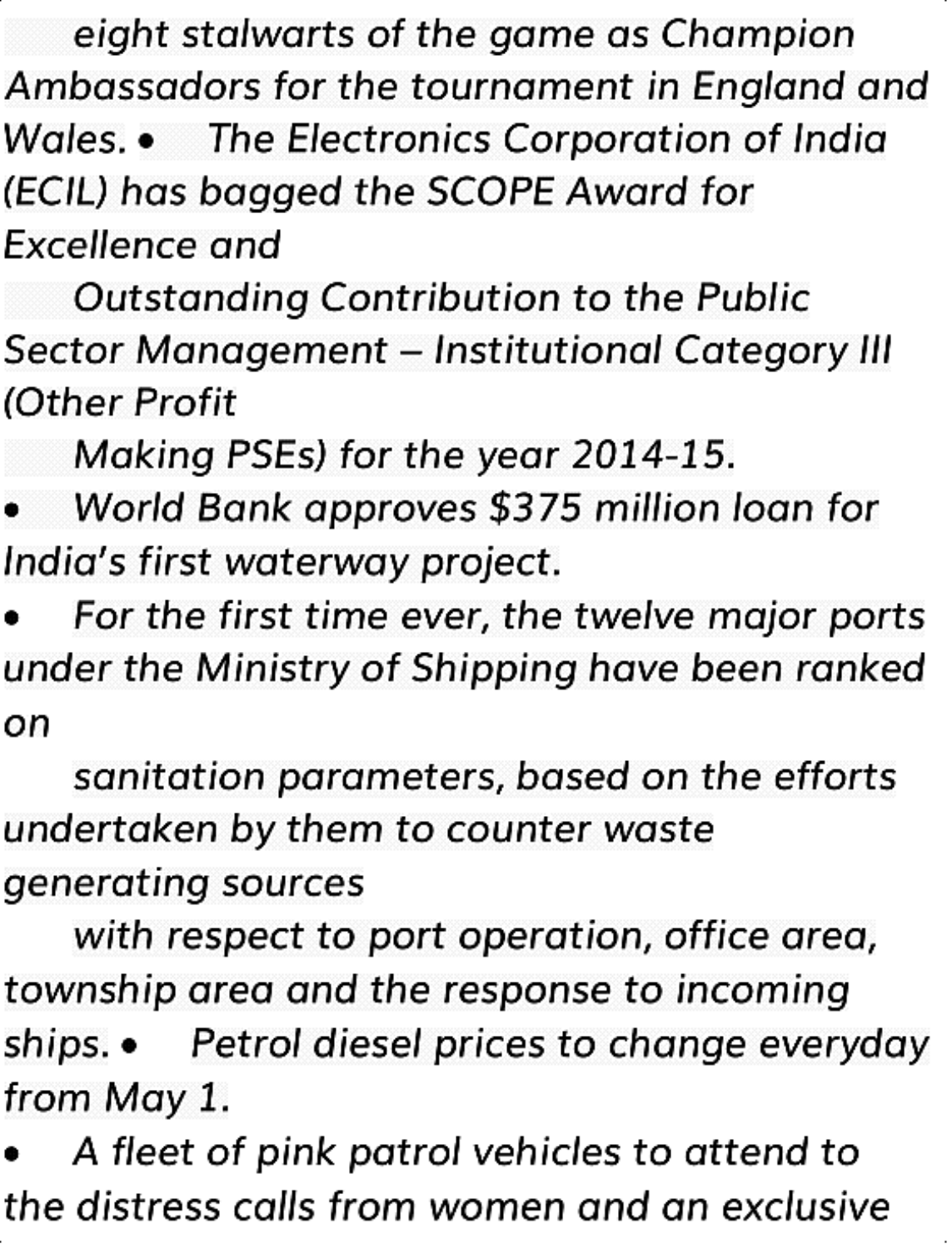*eight stalwarts of the game as Champion Ambassadors for the tournament in England and Wales.*

- *The Electronics Corporation of India (ECIL) has bagged the SCOPE Award for Excellence and Outstanding Contribution to the Public Sector Management – Institutional Category III (Other Profit Making PSEs) for the year 2014-15.*
- *World Bank approves $375 million loan for India's first waterway project.*
- *For the first time ever, the twelve major ports under the Ministry of Shipping have been ranked on sanitation parameters, based on the efforts undertaken by them to counter waste generating sources with respect to port operation, office area, township area and the response to incoming ships.*
- *Petrol diesel prices to change everyday from May 1.*
- *A fleet of pink patrol vehicles to attend to the distress calls from women and an exclusive*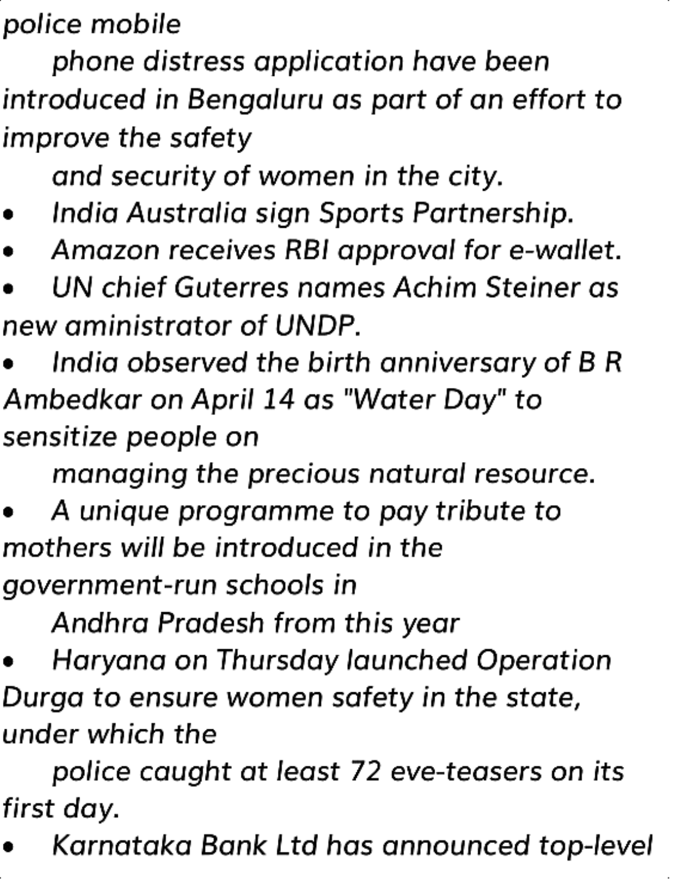*police mobile phone distress application have been introduced in Bengaluru as part of an effort to improve the safety and security of women in the city.*

- *India Australia sign Sports Partnership.*
- *Amazon receives RBI approval for e-wallet.*
- *UN chief Guterres names Achim Steiner as new aministrator of UNDP.*
- *India observed the birth anniversary of B R Ambedkar on April 14 as "Water Day" to sensitize people on managing the precious natural resource.*
- *A unique programme to pay tribute to mothers will be introduced in the government-run schools in Andhra Pradesh from this year*
- *Haryana on Thursday launched Operation Durga to ensure women safety in the state, under which the police caught at least 72 eve-teasers on its first day.*
- *Karnataka Bank Ltd has announced top-level*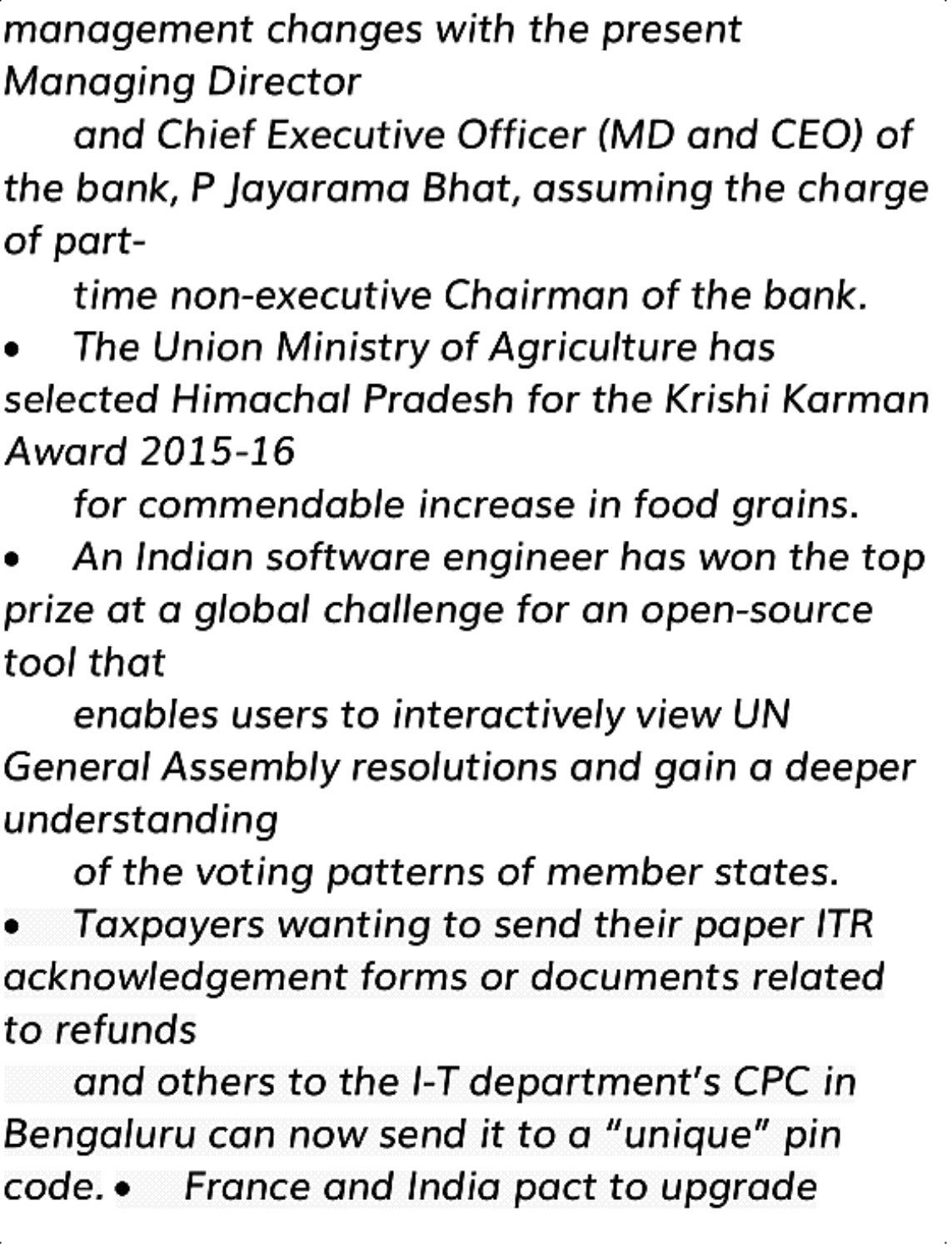*management changes with the present Managing Director and Chief Executive Officer (MD and CEO) of the bank, P Jayarama Bhat, assuming the charge of part-time non-executive Chairman of the bank.*

- *The Union Ministry of Agriculture has selected Himachal Pradesh for the Krishi Karman Award 2015-16 for commendable increase in food grains.*
- *An Indian software engineer has won the top prize at a global challenge for an open-source tool that enables users to interactively view UN General Assembly resolutions and gain a deeper understanding of the voting patterns of member states.*
- *Taxpayers wanting to send their paper ITR acknowledgement forms or documents related to refunds and others to the I-T department's CPC in Bengaluru can now send it to a "unique" pin code.*
- *France and India pact to upgrade*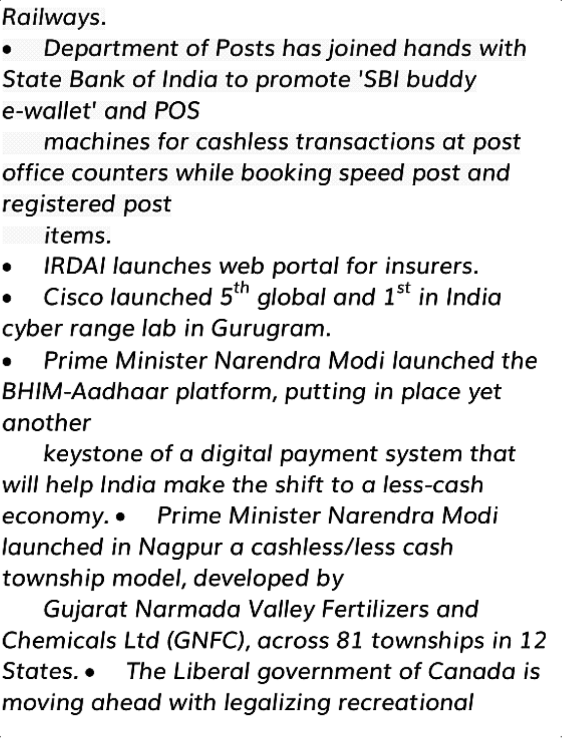*Railways.*

- *Department of Posts has joined hands with State Bank of India to promote 'SBI buddy e-wallet' and POS machines for cashless transactions at post office counters while booking speed post and registered post items.*
- *IRDAI launches web portal for insurers.*
- *Cisco launched 5th global and 1st in India cyber range lab in Gurugram.*
- *Prime Minister Narendra Modi launched the BHIM-Aadhaar platform, putting in place yet another keystone of a digital payment system that will help India make the shift to a less-cash economy.*
- *Prime Minister Narendra Modi launched in Nagpur a cashless/less cash township model, developed by Gujarat Narmada Valley Fertilizers and Chemicals Ltd (GNFC), across 81 townships in 12 States.*
- *The Liberal government of Canada is moving ahead with legalizing recreational*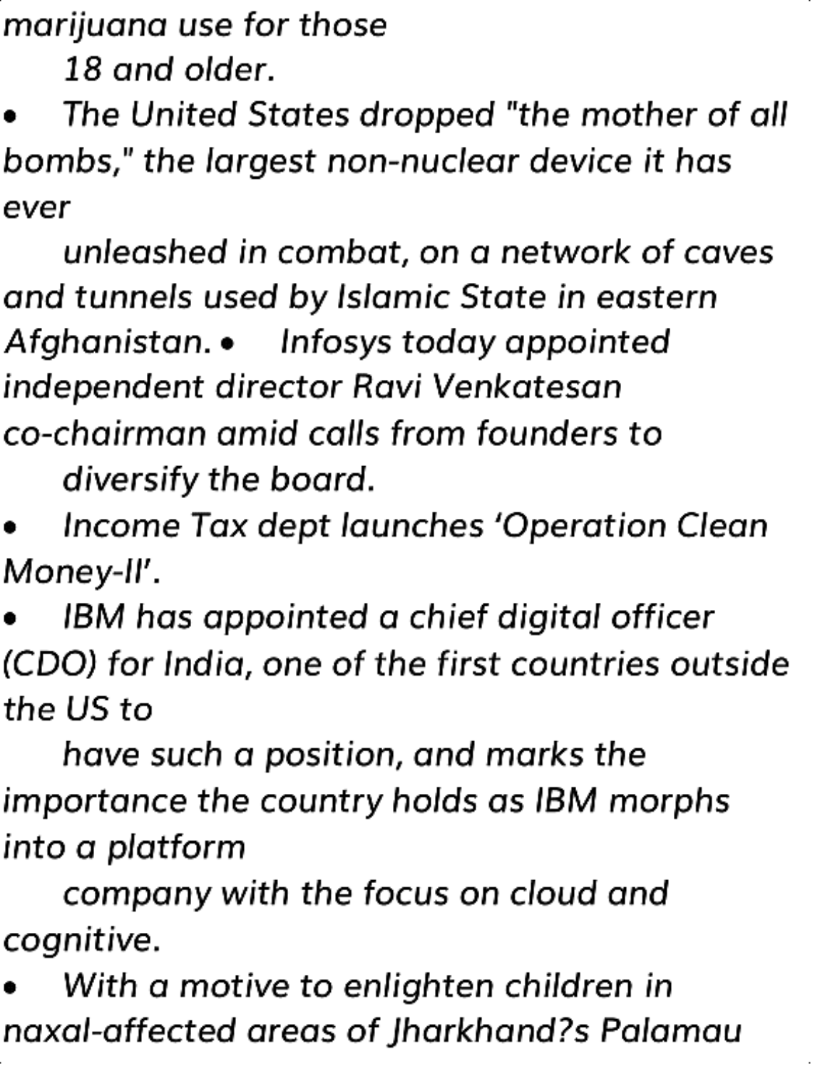*marijuana use for those 18 and older.*

- *The United States dropped "the mother of all bombs," the largest non-nuclear device it has ever unleashed in combat, on a network of caves and tunnels used by Islamic State in eastern Afghanistan.*
- *Infosys today appointed independent director Ravi Venkatesan co-chairman amid calls from founders to diversify the board.*
- *Income Tax dept launches 'Operation Clean Money-II'.*
- *IBM has appointed a chief digital officer (CDO) for India, one of the first countries outside the US to have such a position, and marks the importance the country holds as IBM morphs into a platform company with the focus on cloud and cognitive.*
- *With a motive to enlighten children in naxal-affected areas of Jharkhand?s Palamau*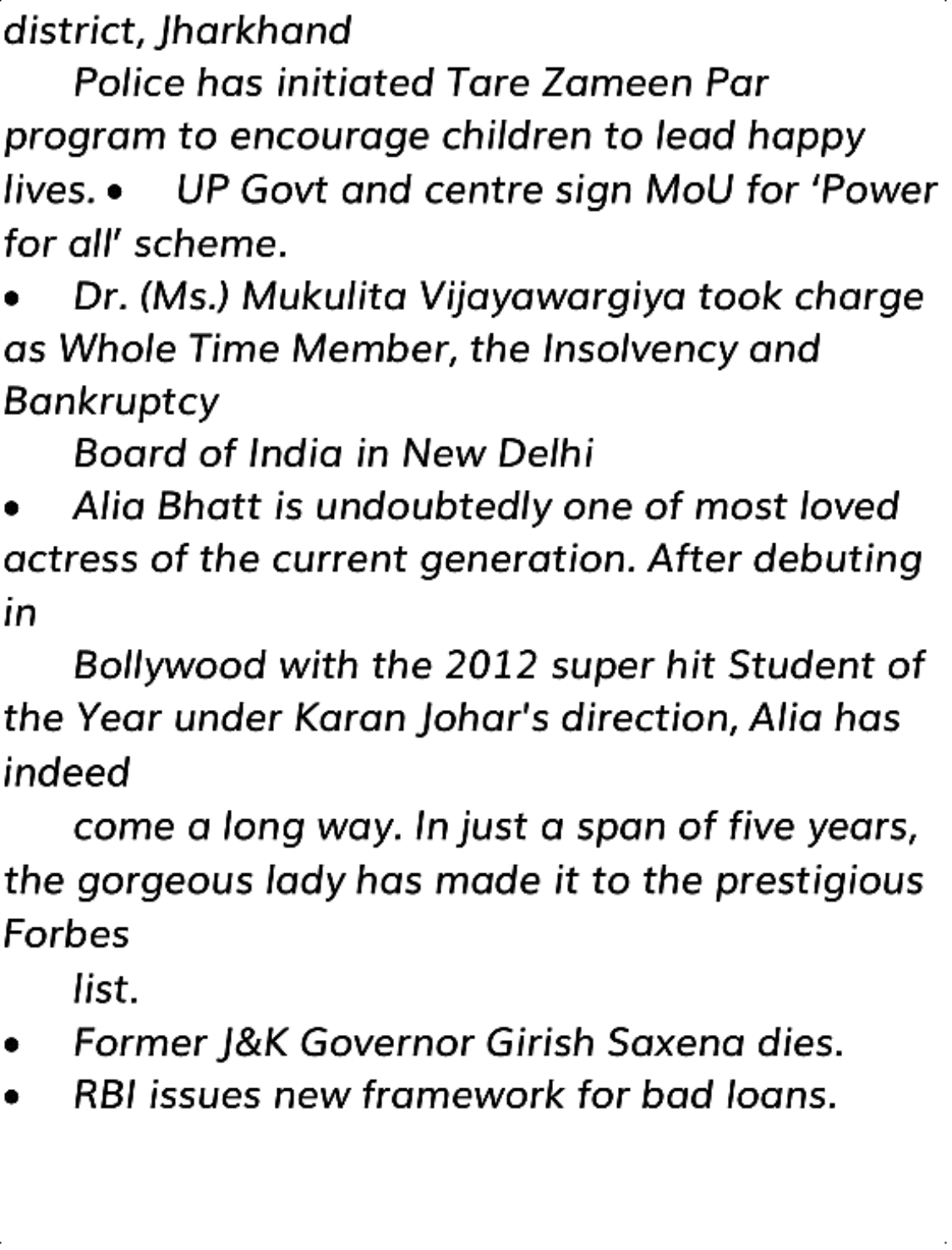*district, Jharkhand*

*Police has initiated Tare Zameen Par program to encourage children to lead happy lives.*

- *UP Govt and centre sign MoU for 'Power for all' scheme.*
- *Dr. (Ms.) Mukulita Vijayawargiya took charge as Whole Time Member, the Insolvency and Bankruptcy Board of India in New Delhi*
- *Alia Bhatt is undoubtedly one of most loved actress of the current generation. After debuting in Bollywood with the 2012 super hit Student of the Year under Karan Johar's direction, Alia has indeed come a long way. In just a span of five years, the gorgeous lady has made it to the prestigious Forbes list.*
- *Former J&K Governor Girish Saxena dies.*
- *RBI issues new framework for bad loans.*